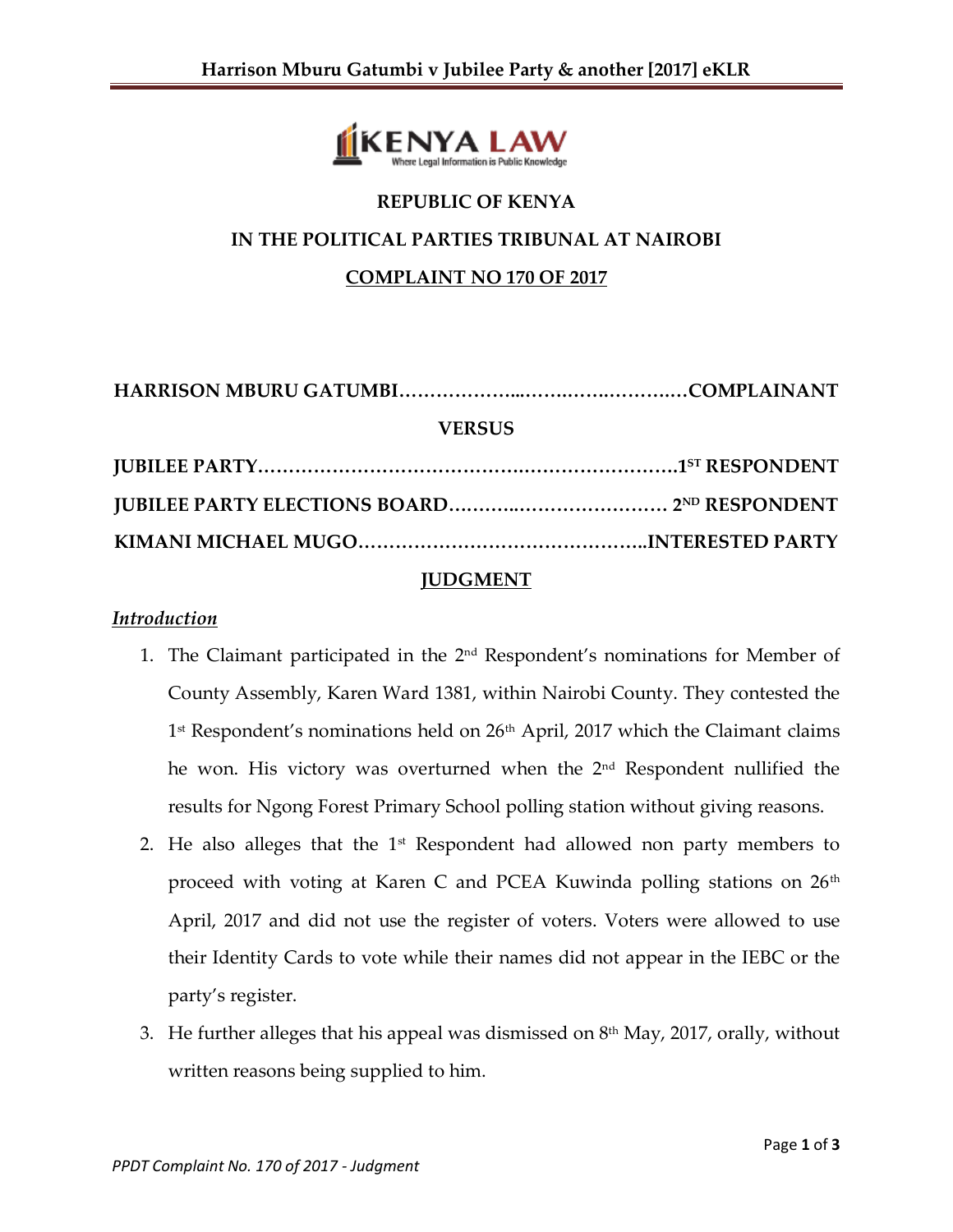**REPUBLIC OF KENYA**

**IN THE POLITICAL PARTIES TRIBUNAL AT NAIROBI**

**COMPLAINT NO 170 OF 2017**

**HARRISON MBURU GATUMBI……………….……….……….………COMPLAINANT**

**VERSUS**

**JUBILEE PARTY……………………………………….……………….1[ST] RESPONDENT**

**JUBILEE PARTY ELECTIONS BOARD……….…………………… 2[ND] RESPONDENT**

**KIMANI MICHAEL MUGO……………………………………..INTERESTED PARTY**

**JUDGMENT**

***Introduction***

1. The Claimant participated in the 2[nd] Respondent's nominations for Member of County Assembly, Karen Ward 1381, within Nairobi County. They contested the 1[st] Respondent's nominations held on 26[th] April, 2017 which the Claimant claims he won. His victory was overturned when the 2[nd] Respondent nullified the results for Ngong Forest Primary School polling station without giving reasons.
2. He also alleges that the 1[st] Respondent had allowed non party members to proceed with voting at Karen C and PCEA Kuwinda polling stations on 26[th] April, 2017 and did not use the register of voters. Voters were allowed to use their Identity Cards to vote while their names did not appear in the IEBC or the party's register.
3. He further alleges that his appeal was dismissed on 8[th] May, 2017, orally, without written reasons being supplied to him.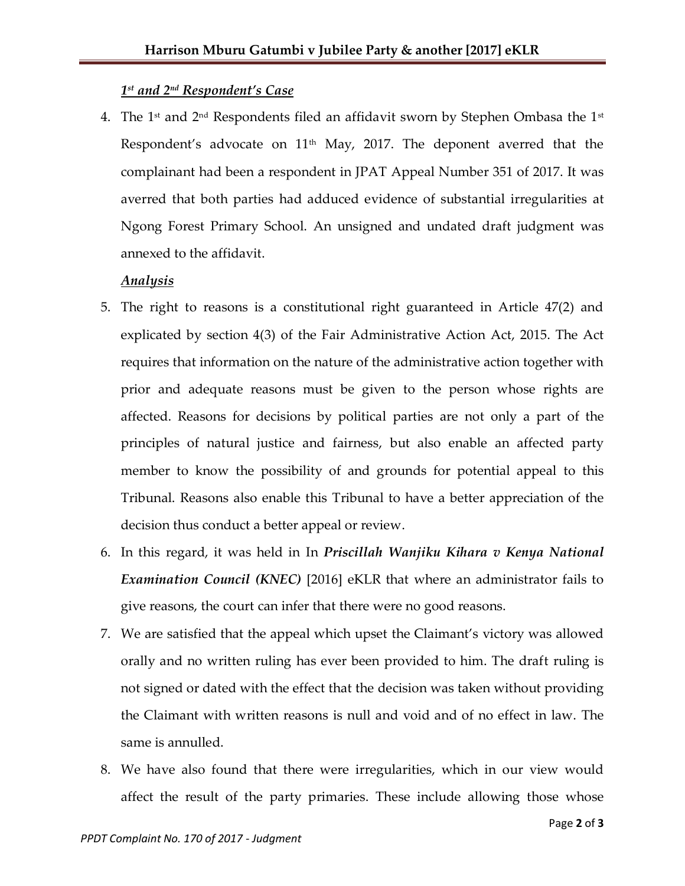***1st and 2nd Respondent's Case***

4. The 1st and 2nd Respondents filed an affidavit sworn by Stephen Ombasa the 1st Respondent's advocate on 11th May, 2017. The deponent averred that the complainant had been a respondent in JPAT Appeal Number 351 of 2017. It was averred that both parties had adduced evidence of substantial irregularities at Ngong Forest Primary School. An unsigned and undated draft judgment was annexed to the affidavit.

***Analysis***

5. The right to reasons is a constitutional right guaranteed in Article 47(2) and explicated by section 4(3) of the Fair Administrative Action Act, 2015. The Act requires that information on the nature of the administrative action together with prior and adequate reasons must be given to the person whose rights are affected. Reasons for decisions by political parties are not only a part of the principles of natural justice and fairness, but also enable an affected party member to know the possibility of and grounds for potential appeal to this Tribunal. Reasons also enable this Tribunal to have a better appreciation of the decision thus conduct a better appeal or review.

6. In this regard, it was held in In ***Priscillah Wanjiku Kihara v Kenya National Examination Council (KNEC)*** [2016] eKLR that where an administrator fails to give reasons, the court can infer that there were no good reasons.

7. We are satisfied that the appeal which upset the Claimant's victory was allowed orally and no written ruling has ever been provided to him. The draft ruling is not signed or dated with the effect that the decision was taken without providing the Claimant with written reasons is null and void and of no effect in law. The same is annulled.

8. We have also found that there were irregularities, which in our view would affect the result of the party primaries. These include allowing those whose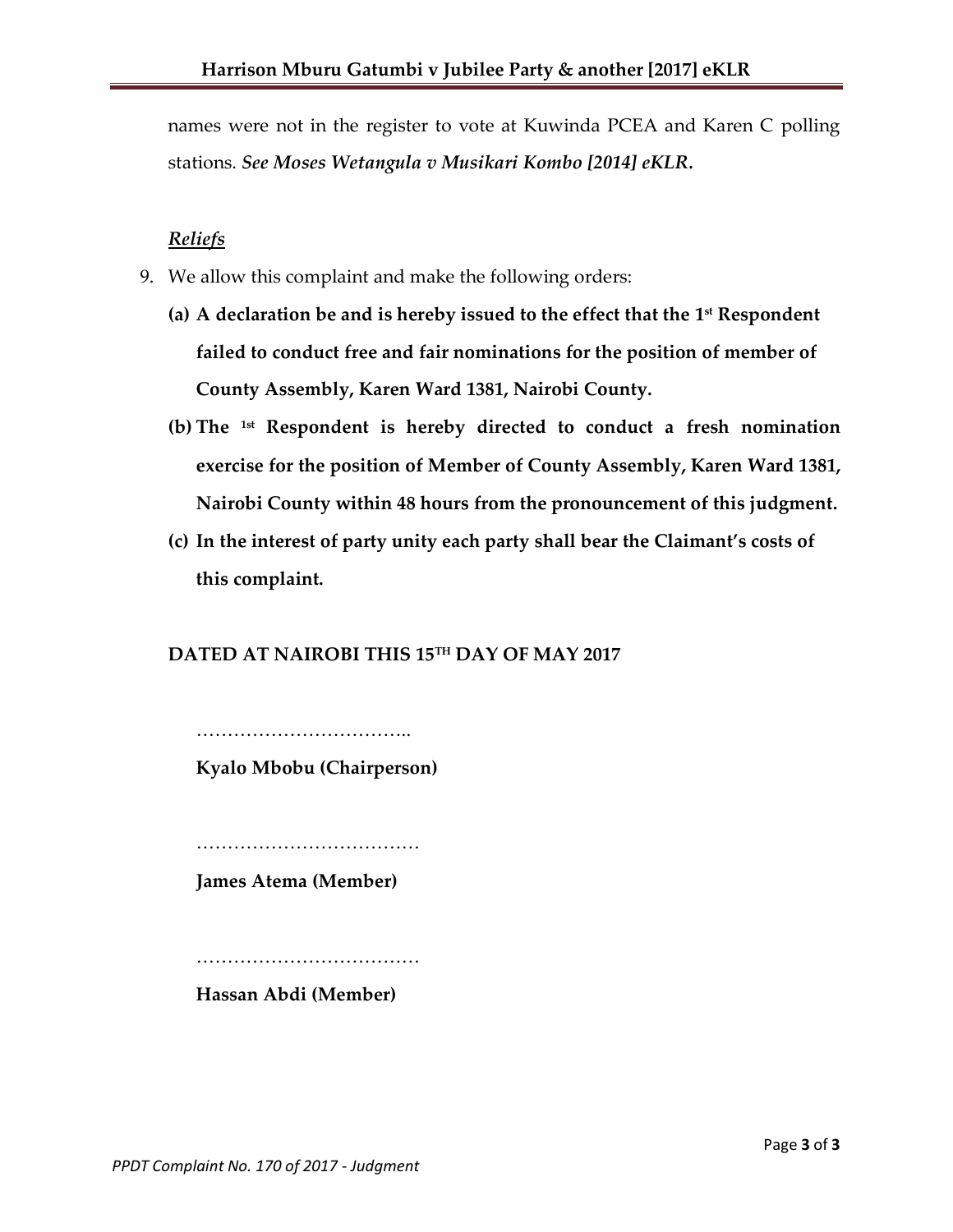names were not in the register to vote at Kuwinda PCEA and Karen C polling stations. *See Moses Wetangula v Musikari Kombo [2014] eKLR.*

***Reliefs***

9. We allow this complaint and make the following orders:

   **(a) A declaration be and is hereby issued to the effect that the 1st Respondent failed to conduct free and fair nominations for the position of member of County Assembly, Karen Ward 1381, Nairobi County.**

   **(b) The 1st Respondent is hereby directed to conduct a fresh nomination exercise for the position of Member of County Assembly, Karen Ward 1381, Nairobi County within 48 hours from the pronouncement of this judgment.**

   **(c) In the interest of party unity each party shall bear the Claimant's costs of this complaint.**

**DATED AT NAIROBI THIS 15TH DAY OF MAY 2017**

……………………………..

**Kyalo Mbobu (Chairperson)**

………………………………

**James Atema (Member)**

………………………………

**Hassan Abdi (Member)**